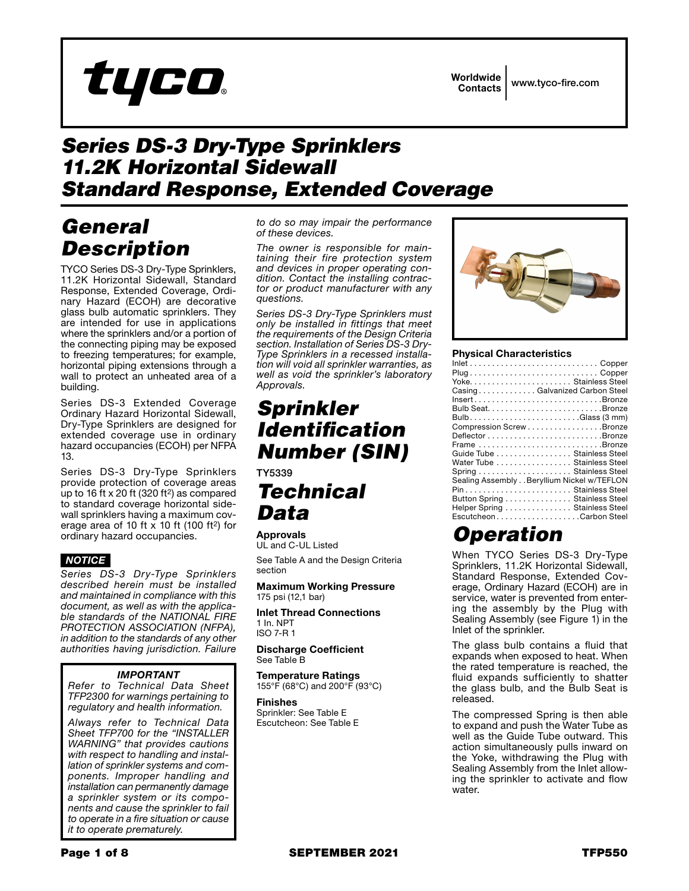tyco

Worldwide Contacts | www.tyco-fire.com

# Series DS-3 Dry-Type Sprinklers 11.2K Horizontal Sidewall Standard Response, Extended Coverage

## General Description

TYCO Series DS-3 Dry-Type Sprinklers, 11.2K Horizontal Sidewall, Standard Response, Extended Coverage, Ordinary Hazard (ECOH) are decorative glass bulb automatic sprinklers. They are intended for use in applications where the sprinklers and/or a portion of the connecting piping may be exposed to freezing temperatures; for example, horizontal piping extensions through a wall to protect an unheated area of a building.

Series DS-3 Extended Coverage Ordinary Hazard Horizontal Sidewall, Dry-Type Sprinklers are designed for extended coverage use in ordinary hazard occupancies (ECOH) per NFPA 13.

Series DS-3 Dry-Type Sprinklers provide protection of coverage areas up to 16 ft x 20 ft (320 ft$^2$) as compared to standard coverage horizontal sidewall sprinklers having a maximum coverage area of 10 ft x 10 ft (100 ft$^2$) for ordinary hazard occupancies.

**NOTICE**

*Series DS-3 Dry-Type Sprinklers described herein must be installed and maintained in compliance with this document, as well as with the applicable standards of the NATIONAL FIRE PROTECTION ASSOCIATION (NFPA), in addition to the standards of any other authorities having jurisdiction. Failure to do so may impair the performance of these devices.*

*The owner is responsible for maintaining their fire protection system and devices in proper operating condition. Contact the installing contractor or product manufacturer with any questions.*

*Series DS-3 Dry-Type Sprinklers must only be installed in fittings that meet the requirements of the Design Criteria section. Installation of Series DS-3 Dry-Type Sprinklers in a recessed installation will void all sprinkler warranties, as well as void the sprinkler's laboratory Approvals.*

**IMPORTANT**

*Refer to Technical Data Sheet TFP2300 for warnings pertaining to regulatory and health information.*

*Always refer to Technical Data Sheet TFP700 for the "INSTALLER WARNING" that provides cautions with respect to handling and installation of sprinkler systems and components. Improper handling and installation can permanently damage a sprinkler system or its components and cause the sprinkler to fail to operate in a fire situation or cause it to operate prematurely.*

## Sprinkler Identification Number (SIN)

TY5339

## Technical Data

**Approvals**
UL and C-UL Listed

See Table A and the Design Criteria section

**Maximum Working Pressure**
175 psi (12,1 bar)

**Inlet Thread Connections**
1 In. NPT
ISO 7-R 1

**Discharge Coefficient**
See Table B

**Temperature Ratings**
155°F (68°C) and 200°F (93°C)

**Finishes**
Sprinkler: See Table E
Escutcheon: See Table E

**Physical Characteristics**

| Component | Material |
|---|---|
| Inlet | Copper |
| Plug | Copper |
| Yoke | Stainless Steel |
| Casing | Galvanized Carbon Steel |
| Insert | Bronze |
| Bulb Seat | Bronze |
| Bulb | Glass (3 mm) |
| Compression Screw | Bronze |
| Deflector | Bronze |
| Frame | Bronze |
| Guide Tube | Stainless Steel |
| Water Tube | Stainless Steel |
| Spring | Stainless Steel |
| Sealing Assembly | Beryllium Nickel w/TEFLON |
| Pin | Stainless Steel |
| Button Spring | Stainless Steel |
| Helper Spring | Stainless Steel |
| Escutcheon | Carbon Steel |

## Operation

When TYCO Series DS-3 Dry-Type Sprinklers, 11.2K Horizontal Sidewall, Standard Response, Extended Coverage, Ordinary Hazard (ECOH) are in service, water is prevented from entering the assembly by the Plug with Sealing Assembly (see Figure 1) in the Inlet of the sprinkler.

The glass bulb contains a fluid that expands when exposed to heat. When the rated temperature is reached, the fluid expands sufficiently to shatter the glass bulb, and the Bulb Seat is released.

The compressed Spring is then able to expand and push the Water Tube as well as the Guide Tube outward. This action simultaneously pulls inward on the Yoke, withdrawing the Plug with Sealing Assembly from the Inlet allowing the sprinkler to activate and flow water.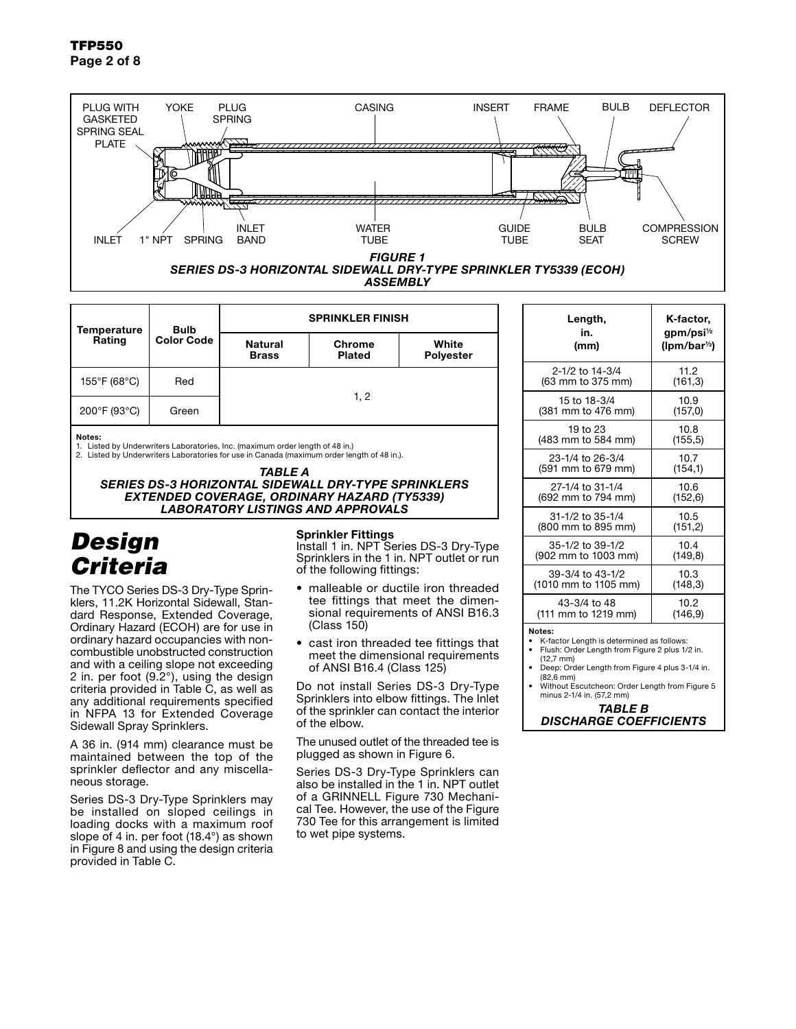PLUG WITH GASKETED SPRING SEAL PLATE · YOKE · PLUG SPRING · CASING · INSERT · FRAME · BULB · DEFLECTOR · INLET · 1" NPT · SPRING · INLET BAND · WATER TUBE · GUIDE TUBE · BULB SEAT · COMPRESSION SCREW

*FIGURE 1*
*SERIES DS-3 HORIZONTAL SIDEWALL DRY-TYPE SPRINKLER TY5339 (ECOH) ASSEMBLY*

| Temperature Rating | Bulb Color Code | SPRINKLER FINISH | | |
|---|---|---|---|---|
| | | Natural Brass | Chrome Plated | White Polyester |
| 155°F (68°C) | Red | 1, 2 | | |
| 200°F (93°C) | Green | | | |

**Notes:**
1. Listed by Underwriters Laboratories, Inc. (maximum order length of 48 in.)
2. Listed by Underwriters Laboratories for use in Canada (maximum order length of 48 in.).

*TABLE A*
*SERIES DS-3 HORIZONTAL SIDEWALL DRY-TYPE SPRINKLERS EXTENDED COVERAGE, ORDINARY HAZARD (TY5339) LABORATORY LISTINGS AND APPROVALS*

| Length, in. (mm) | K-factor, gpm/psi$^{1/2}$ (lpm/bar$^{1/2}$) |
|---|---|
| 2-1/2 to 14-3/4 (63 mm to 375 mm) | 11.2 (161,3) |
| 15 to 18-3/4 (381 mm to 476 mm) | 10.9 (157,0) |
| 19 to 23 (483 mm to 584 mm) | 10.8 (155,5) |
| 23-1/4 to 26-3/4 (591 mm to 679 mm) | 10.7 (154,1) |
| 27-1/4 to 31-1/4 (692 mm to 794 mm) | 10.6 (152,6) |
| 31-1/2 to 35-1/4 (800 mm to 895 mm) | 10.5 (151,2) |
| 35-1/2 to 39-1/2 (902 mm to 1003 mm) | 10.4 (149,8) |
| 39-3/4 to 43-1/2 (1010 mm to 1105 mm) | 10.3 (148,3) |
| 43-3/4 to 48 (111 mm to 1219 mm) | 10.2 (146,9) |

**Notes:**
- K-factor Length is determined as follows:
- Flush: Order Length from Figure 2 plus 1/2 in. (12,7 mm)
- Deep: Order Length from Figure 4 plus 3-1/4 in. (82,6 mm)
- Without Escutcheon: Order Length from Figure 5 minus 2-1/4 in. (57,2 mm)

*TABLE B*
*DISCHARGE COEFFICIENTS*

# *Design Criteria*

The TYCO Series DS-3 Dry-Type Sprinklers, 11.2K Horizontal Sidewall, Standard Response, Extended Coverage, Ordinary Hazard (ECOH) are for use in ordinary hazard occupancies with noncombustible unobstructed construction and with a ceiling slope not exceeding 2 in. per foot (9.2°), using the design criteria provided in Table C, as well as any additional requirements specified in NFPA 13 for Extended Coverage Sidewall Spray Sprinklers.

A 36 in. (914 mm) clearance must be maintained between the top of the sprinkler deflector and any miscellaneous storage.

Series DS-3 Dry-Type Sprinklers may be installed on sloped ceilings in loading docks with a maximum roof slope of 4 in. per foot (18.4°) as shown in Figure 8 and using the design criteria provided in Table C.

**Sprinkler Fittings**

Install 1 in. NPT Series DS-3 Dry-Type Sprinklers in the 1 in. NPT outlet or run of the following fittings:

- malleable or ductile iron threaded tee fittings that meet the dimensional requirements of ANSI B16.3 (Class 150)
- cast iron threaded tee fittings that meet the dimensional requirements of ANSI B16.4 (Class 125)

Do not install Series DS-3 Dry-Type Sprinklers into elbow fittings. The Inlet of the sprinkler can contact the interior of the elbow.

The unused outlet of the threaded tee is plugged as shown in Figure 6.

Series DS-3 Dry-Type Sprinklers can also be installed in the 1 in. NPT outlet of a GRINNELL Figure 730 Mechanical Tee. However, the use of the Figure 730 Tee for this arrangement is limited to wet pipe systems.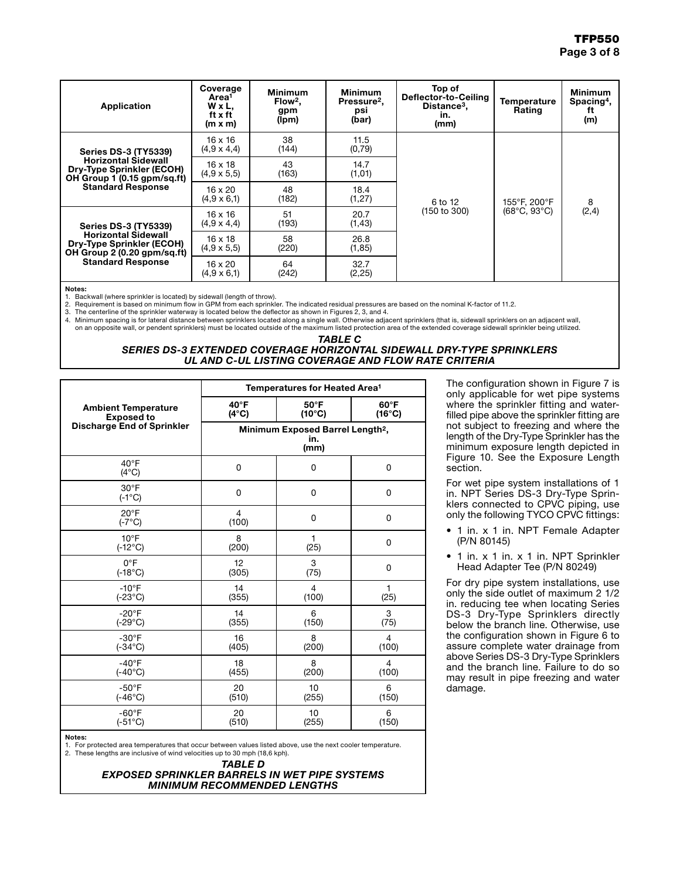| Application | Coverage Area[1] W x L, ft x ft (m x m) | Minimum Flow[2], gpm (lpm) | Minimum Pressure[2], psi (bar) | Top of Deflector-to-Ceiling Distance[3], in. (mm) | Temperature Rating | Minimum Spacing[4], ft (m) |
|---|---|---|---|---|---|---|
| **Series DS-3 (TY5339) Horizontal Sidewall Dry-Type Sprinkler (ECOH) OH Group 1 (0.15 gpm/sq.ft) Standard Response** | 16 x 16 (4,9 x 4,4) | 38 (144) | 11.5 (0,79) | 6 to 12 (150 to 300) | 155°F, 200°F (68°C, 93°C) | 8 (2,4) |
| | 16 x 18 (4,9 x 5,5) | 43 (163) | 14.7 (1,01) | | | |
| | 16 x 20 (4,9 x 6,1) | 48 (182) | 18.4 (1,27) | | | |
| **Series DS-3 (TY5339) Horizontal Sidewall Dry-Type Sprinkler (ECOH) OH Group 2 (0.20 gpm/sq.ft) Standard Response** | 16 x 16 (4,9 x 4,4) | 51 (193) | 20.7 (1,43) | | | |
| | 16 x 18 (4,9 x 5,5) | 58 (220) | 26.8 (1,85) | | | |
| | 16 x 20 (4,9 x 6,1) | 64 (242) | 32.7 (2,25) | | | |

**Notes:**
1. Backwall (where sprinkler is located) by sidewall (length of throw).
2. Requirement is based on minimum flow in GPM from each sprinkler. The indicated residual pressures are based on the nominal K-factor of 11.2.
3. The centerline of the sprinkler waterway is located below the deflector as shown in Figures 2, 3, and 4.
4. Minimum spacing is for lateral distance between sprinklers located along a single wall. Otherwise adjacent sprinklers (that is, sidewall sprinklers on an adjacent wall, on an opposite wall, or pendent sprinklers) must be located outside of the maximum listed protection area of the extended coverage sidewall sprinkler being utilized.

***TABLE C***
***SERIES DS-3 EXTENDED COVERAGE HORIZONTAL SIDEWALL DRY-TYPE SPRINKLERS UL AND C-UL LISTING COVERAGE AND FLOW RATE CRITERIA***

| Ambient Temperature Exposed to Discharge End of Sprinkler | Temperatures for Heated Area[1] | | |
|---|---|---|---|
| | 40°F (4°C) | 50°F (10°C) | 60°F (16°C) |
| | Minimum Exposed Barrel Length[2], in. (mm) | | |
| 40°F (4°C) | 0 | 0 | 0 |
| 30°F (-1°C) | 0 | 0 | 0 |
| 20°F (-7°C) | 4 (100) | 0 | 0 |
| 10°F (-12°C) | 8 (200) | 1 (25) | 0 |
| 0°F (-18°C) | 12 (305) | 3 (75) | 0 |
| -10°F (-23°C) | 14 (355) | 4 (100) | 1 (25) |
| -20°F (-29°C) | 14 (355) | 6 (150) | 3 (75) |
| -30°F (-34°C) | 16 (405) | 8 (200) | 4 (100) |
| -40°F (-40°C) | 18 (455) | 8 (200) | 4 (100) |
| -50°F (-46°C) | 20 (510) | 10 (255) | 6 (150) |
| -60°F (-51°C) | 20 (510) | 10 (255) | 6 (150) |

**Notes:**
1. For protected area temperatures that occur between values listed above, use the next cooler temperature.
2. These lengths are inclusive of wind velocities up to 30 mph (18,6 kph).

***TABLE D***
***EXPOSED SPRINKLER BARRELS IN WET PIPE SYSTEMS MINIMUM RECOMMENDED LENGTHS***

The configuration shown in Figure 7 is only applicable for wet pipe systems where the sprinkler fitting and water-filled pipe above the sprinkler fitting are not subject to freezing and where the length of the Dry-Type Sprinkler has the minimum exposure length depicted in Figure 10. See the Exposure Length section.

For wet pipe system installations of 1 in. NPT Series DS-3 Dry-Type Sprinklers connected to CPVC piping, use only the following TYCO CPVC fittings:

- 1 in. x 1 in. NPT Female Adapter (P/N 80145)
- 1 in. x 1 in. x 1 in. NPT Sprinkler Head Adapter Tee (P/N 80249)

For dry pipe system installations, use only the side outlet of maximum 2 1/2 in. reducing tee when locating Series DS-3 Dry-Type Sprinklers directly below the branch line. Otherwise, use the configuration shown in Figure 6 to assure complete water drainage from above Series DS-3 Dry-Type Sprinklers and the branch line. Failure to do so may result in pipe freezing and water damage.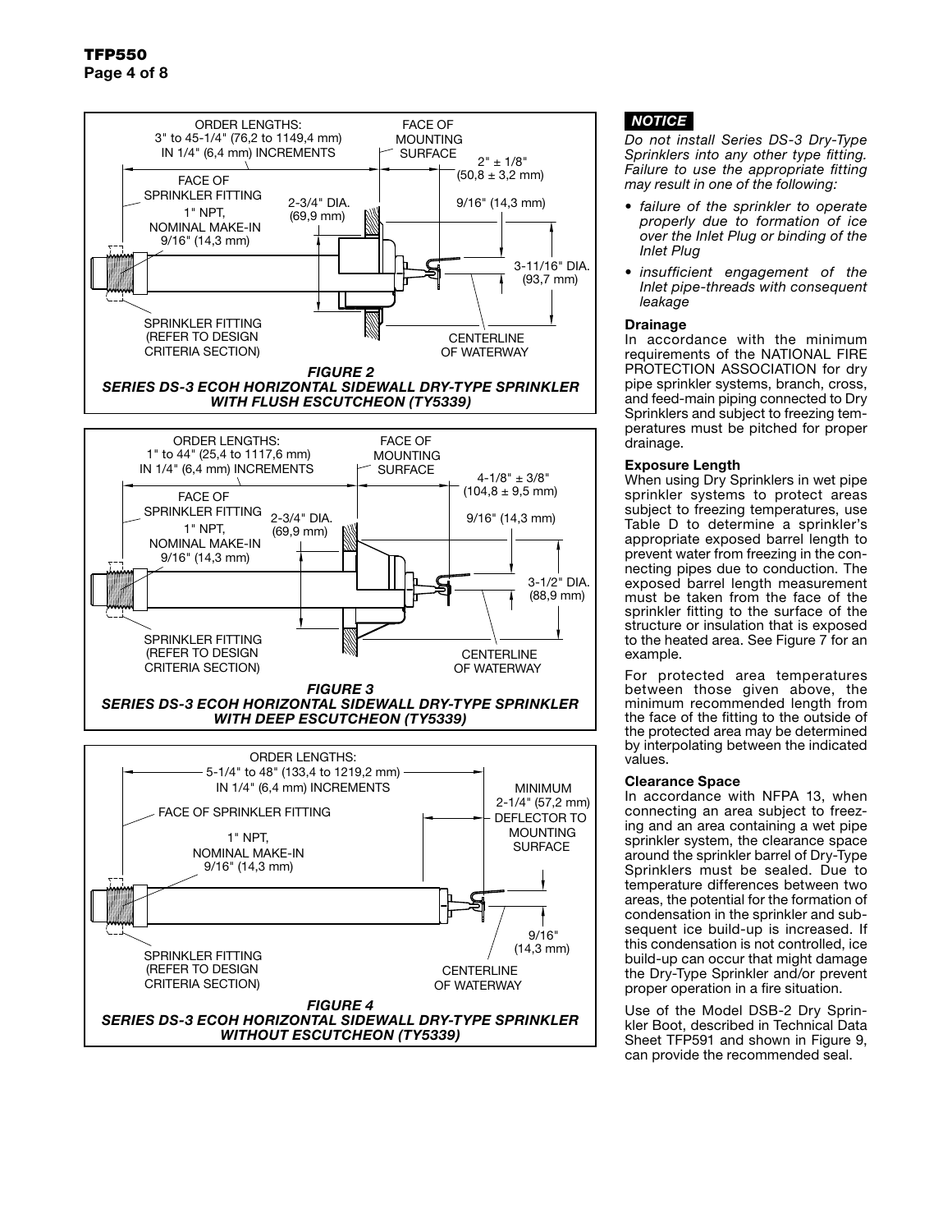ORDER LENGTHS:
3" to 45-1/4" (76,2 to 1149,4 mm)
IN 1/4" (6,4 mm) INCREMENTS

FACE OF MOUNTING SURFACE

2" ± 1/8" (50,8 ± 3,2 mm)

FACE OF SPRINKLER FITTING

1" NPT, NOMINAL MAKE-IN 9/16" (14,3 mm)

2-3/4" DIA. (69,9 mm)

9/16" (14,3 mm)

3-11/16" DIA. (93,7 mm)

SPRINKLER FITTING (REFER TO DESIGN CRITERIA SECTION)

CENTERLINE OF WATERWAY

***FIGURE 2***
***SERIES DS-3 ECOH HORIZONTAL SIDEWALL DRY-TYPE SPRINKLER WITH FLUSH ESCUTCHEON (TY5339)***

ORDER LENGTHS:
1" to 44" (25,4 to 1117,6 mm)
IN 1/4" (6,4 mm) INCREMENTS

FACE OF MOUNTING SURFACE

4-1/8" ± 3/8" (104,8 ± 9,5 mm)

FACE OF SPRINKLER FITTING

2-3/4" DIA. (69,9 mm)

1" NPT, NOMINAL MAKE-IN 9/16" (14,3 mm)

9/16" (14,3 mm)

3-1/2" DIA. (88,9 mm)

SPRINKLER FITTING (REFER TO DESIGN CRITERIA SECTION)

CENTERLINE OF WATERWAY

***FIGURE 3***
***SERIES DS-3 ECOH HORIZONTAL SIDEWALL DRY-TYPE SPRINKLER WITH DEEP ESCUTCHEON (TY5339)***

ORDER LENGTHS:
5-1/4" to 48" (133,4 to 1219,2 mm)
IN 1/4" (6,4 mm) INCREMENTS

MINIMUM 2-1/4" (57,2 mm) DEFLECTOR TO MOUNTING SURFACE

FACE OF SPRINKLER FITTING

1" NPT, NOMINAL MAKE-IN 9/16" (14,3 mm)

9/16" (14,3 mm)

SPRINKLER FITTING (REFER TO DESIGN CRITERIA SECTION)

CENTERLINE OF WATERWAY

***FIGURE 4***
***SERIES DS-3 ECOH HORIZONTAL SIDEWALL DRY-TYPE SPRINKLER WITHOUT ESCUTCHEON (TY5339)***

***NOTICE***

*Do not install Series DS-3 Dry-Type Sprinklers into any other type fitting. Failure to use the appropriate fitting may result in one of the following:*

- *failure of the sprinkler to operate properly due to formation of ice over the Inlet Plug or binding of the Inlet Plug*
- *insufficient engagement of the Inlet pipe-threads with consequent leakage*

**Drainage**

In accordance with the minimum requirements of the NATIONAL FIRE PROTECTION ASSOCIATION for dry pipe sprinkler systems, branch, cross, and feed-main piping connected to Dry Sprinklers and subject to freezing temperatures must be pitched for proper drainage.

**Exposure Length**

When using Dry Sprinklers in wet pipe sprinkler systems to protect areas subject to freezing temperatures, use Table D to determine a sprinkler's appropriate exposed barrel length to prevent water from freezing in the connecting pipes due to conduction. The exposed barrel length measurement must be taken from the face of the sprinkler fitting to the surface of the structure or insulation that is exposed to the heated area. See Figure 7 for an example.

For protected area temperatures between those given above, the minimum recommended length from the face of the fitting to the outside of the protected area may be determined by interpolating between the indicated values.

**Clearance Space**

In accordance with NFPA 13, when connecting an area subject to freezing and an area containing a wet pipe sprinkler system, the clearance space around the sprinkler barrel of Dry-Type Sprinklers must be sealed. Due to temperature differences between two areas, the potential for the formation of condensation in the sprinkler and subsequent ice build-up is increased. If this condensation is not controlled, ice build-up can occur that might damage the Dry-Type Sprinkler and/or prevent proper operation in a fire situation.

Use of the Model DSB-2 Dry Sprinkler Boot, described in Technical Data Sheet TFP591 and shown in Figure 9, can provide the recommended seal.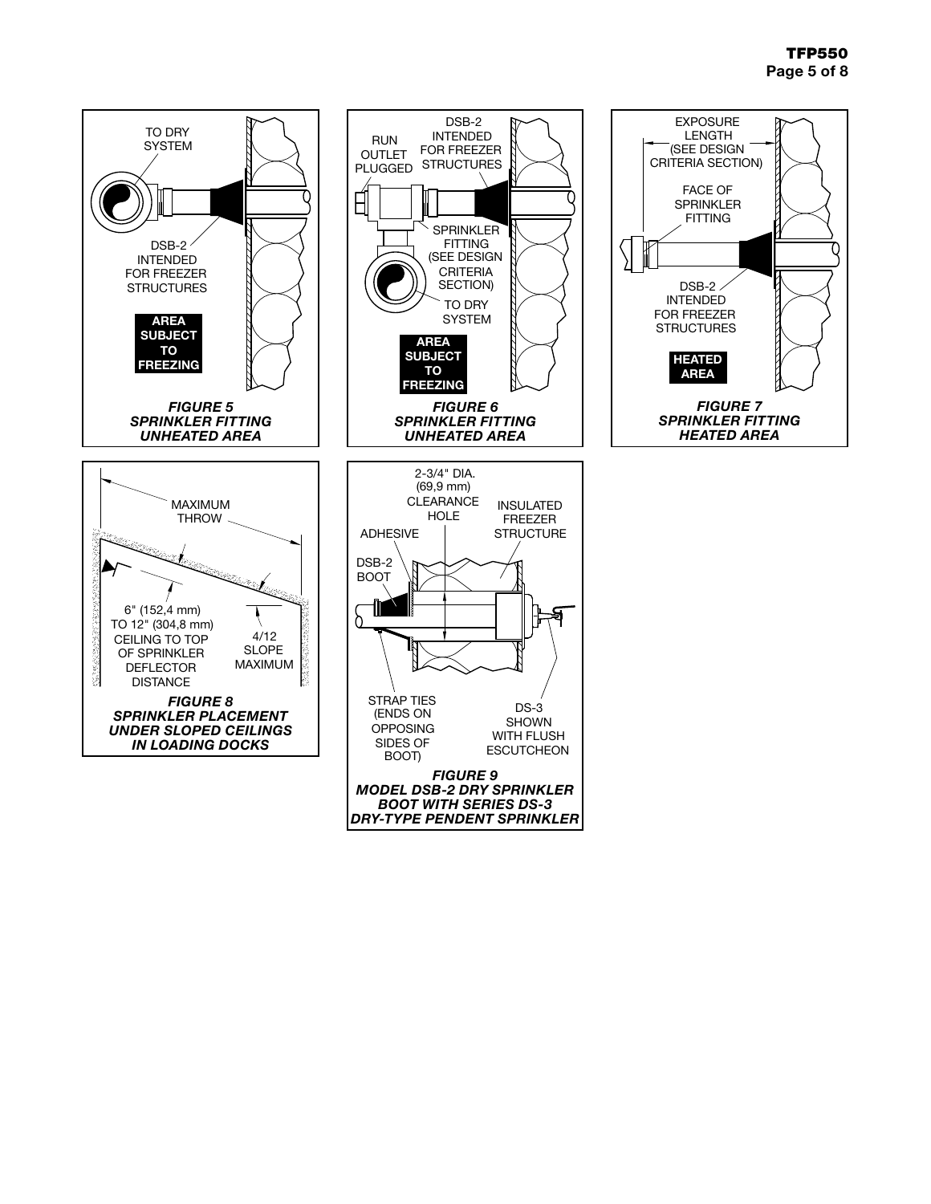TO DRY SYSTEM

DSB-2 INTENDED FOR FREEZER STRUCTURES

**AREA SUBJECT TO FREEZING**

***FIGURE 5***
***SPRINKLER FITTING UNHEATED AREA***

RUN OUTLET PLUGGED

DSB-2 INTENDED FOR FREEZER STRUCTURES

SPRINKLER FITTING (SEE DESIGN CRITERIA SECTION)

TO DRY SYSTEM

**AREA SUBJECT TO FREEZING**

***FIGURE 6***
***SPRINKLER FITTING UNHEATED AREA***

EXPOSURE LENGTH (SEE DESIGN CRITERIA SECTION)

FACE OF SPRINKLER FITTING

DSB-2 INTENDED FOR FREEZER STRUCTURES

**HEATED AREA**

***FIGURE 7***
***SPRINKLER FITTING HEATED AREA***

MAXIMUM THROW

6" (152,4 mm) TO 12" (304,8 mm) CEILING TO TOP OF SPRINKLER DEFLECTOR DISTANCE

4/12 SLOPE MAXIMUM

***FIGURE 8***
***SPRINKLER PLACEMENT UNDER SLOPED CEILINGS IN LOADING DOCKS***

2-3/4" DIA. (69,9 mm) CLEARANCE HOLE

INSULATED FREEZER STRUCTURE

ADHESIVE

DSB-2 BOOT

STRAP TIES (ENDS ON OPPOSING SIDES OF BOOT)

DS-3 SHOWN WITH FLUSH ESCUTCHEON

***FIGURE 9***
***MODEL DSB-2 DRY SPRINKLER BOOT WITH SERIES DS-3 DRY-TYPE PENDENT SPRINKLER***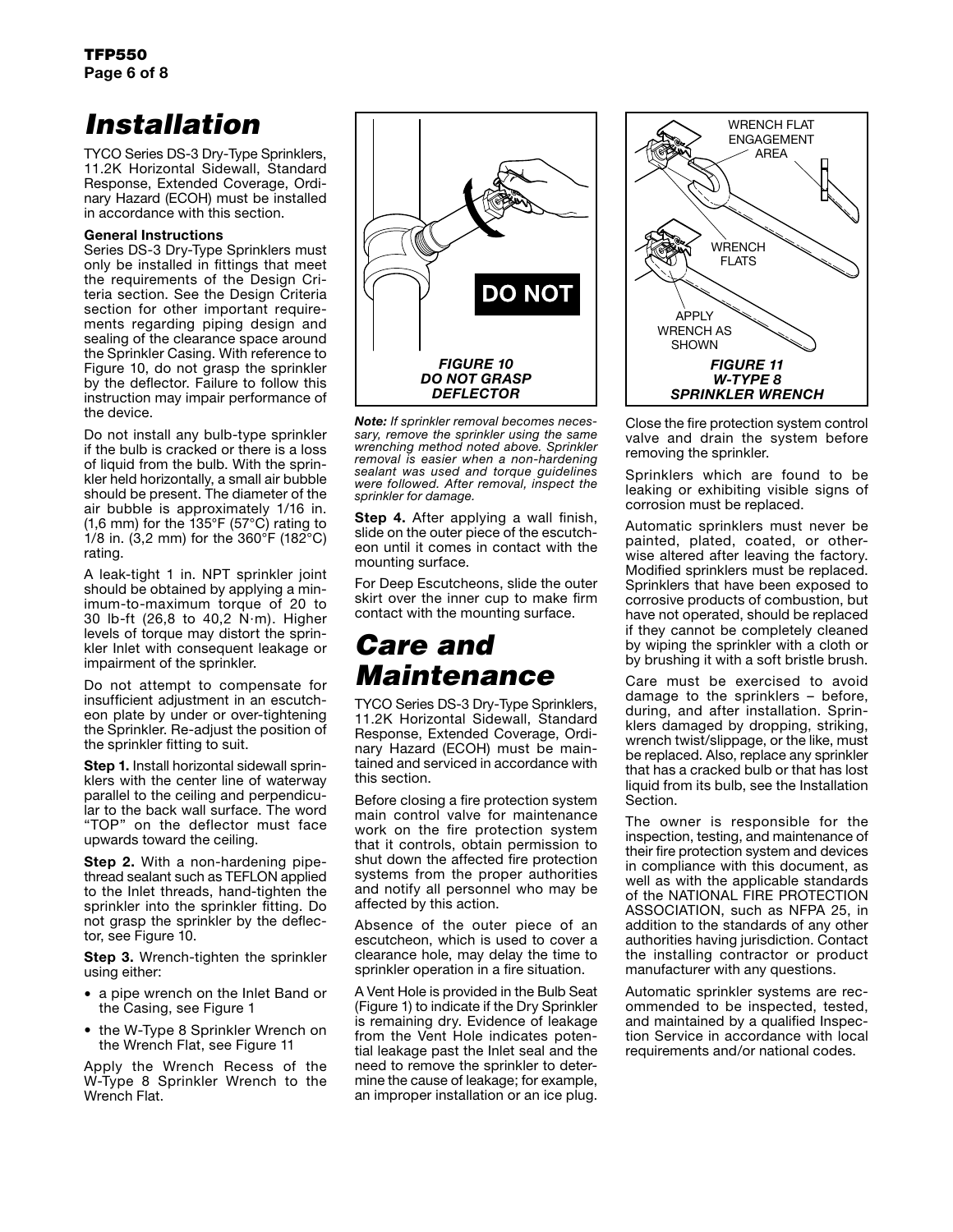# Installation

TYCO Series DS-3 Dry-Type Sprinklers, 11.2K Horizontal Sidewall, Standard Response, Extended Coverage, Ordinary Hazard (ECOH) must be installed in accordance with this section.

**General Instructions**

Series DS-3 Dry-Type Sprinklers must only be installed in fittings that meet the requirements of the Design Criteria section. See the Design Criteria section for other important requirements regarding piping design and sealing of the clearance space around the Sprinkler Casing. With reference to Figure 10, do not grasp the sprinkler by the deflector. Failure to follow this instruction may impair performance of the device.

Do not install any bulb-type sprinkler if the bulb is cracked or there is a loss of liquid from the bulb. With the sprinkler held horizontally, a small air bubble should be present. The diameter of the air bubble is approximately 1/16 in. (1,6 mm) for the 135°F (57°C) rating to 1/8 in. (3,2 mm) for the 360°F (182°C) rating.

A leak-tight 1 in. NPT sprinkler joint should be obtained by applying a minimum-to-maximum torque of 20 to 30 lb-ft (26,8 to 40,2 N·m). Higher levels of torque may distort the sprinkler Inlet with consequent leakage or impairment of the sprinkler.

Do not attempt to compensate for insufficient adjustment in an escutcheon plate by under or over-tightening the Sprinkler. Re-adjust the position of the sprinkler fitting to suit.

**Step 1.** Install horizontal sidewall sprinklers with the center line of waterway parallel to the ceiling and perpendicular to the back wall surface. The word "TOP" on the deflector must face upwards toward the ceiling.

**Step 2.** With a non-hardening pipe-thread sealant such as TEFLON applied to the Inlet threads, hand-tighten the sprinkler into the sprinkler fitting. Do not grasp the sprinkler by the deflector, see Figure 10.

**Step 3.** Wrench-tighten the sprinkler using either:

- a pipe wrench on the Inlet Band or the Casing, see Figure 1
- the W-Type 8 Sprinkler Wrench on the Wrench Flat, see Figure 11

Apply the Wrench Recess of the W-Type 8 Sprinkler Wrench to the Wrench Flat.

DO NOT

***FIGURE 10***
***DO NOT GRASP DEFLECTOR***

***Note:*** *If sprinkler removal becomes necessary, remove the sprinkler using the same wrenching method noted above. Sprinkler removal is easier when a non-hardening sealant was used and torque guidelines were followed. After removal, inspect the sprinkler for damage.*

**Step 4.** After applying a wall finish, slide on the outer piece of the escutcheon until it comes in contact with the mounting surface.

For Deep Escutcheons, slide the outer skirt over the inner cup to make firm contact with the mounting surface.

WRENCH FLAT ENGAGEMENT AREA

WRENCH FLATS

APPLY WRENCH AS SHOWN

***FIGURE 11***
***W-TYPE 8 SPRINKLER WRENCH***

# Care and Maintenance

TYCO Series DS-3 Dry-Type Sprinklers, 11.2K Horizontal Sidewall, Standard Response, Extended Coverage, Ordinary Hazard (ECOH) must be maintained and serviced in accordance with this section.

Before closing a fire protection system main control valve for maintenance work on the fire protection system that it controls, obtain permission to shut down the affected fire protection systems from the proper authorities and notify all personnel who may be affected by this action.

Absence of the outer piece of an escutcheon, which is used to cover a clearance hole, may delay the time to sprinkler operation in a fire situation.

A Vent Hole is provided in the Bulb Seat (Figure 1) to indicate if the Dry Sprinkler is remaining dry. Evidence of leakage from the Vent Hole indicates potential leakage past the Inlet seal and the need to remove the sprinkler to determine the cause of leakage; for example, an improper installation or an ice plug.

Close the fire protection system control valve and drain the system before removing the sprinkler.

Sprinklers which are found to be leaking or exhibiting visible signs of corrosion must be replaced.

Automatic sprinklers must never be painted, plated, coated, or otherwise altered after leaving the factory. Modified sprinklers must be replaced. Sprinklers that have been exposed to corrosive products of combustion, but have not operated, should be replaced if they cannot be completely cleaned by wiping the sprinkler with a cloth or by brushing it with a soft bristle brush.

Care must be exercised to avoid damage to the sprinklers – before, during, and after installation. Sprinklers damaged by dropping, striking, wrench twist/slippage, or the like, must be replaced. Also, replace any sprinkler that has a cracked bulb or that has lost liquid from its bulb, see the Installation Section.

The owner is responsible for the inspection, testing, and maintenance of their fire protection system and devices in compliance with this document, as well as with the applicable standards of the NATIONAL FIRE PROTECTION ASSOCIATION, such as NFPA 25, in addition to the standards of any other authorities having jurisdiction. Contact the installing contractor or product manufacturer with any questions.

Automatic sprinkler systems are recommended to be inspected, tested, and maintained by a qualified Inspection Service in accordance with local requirements and/or national codes.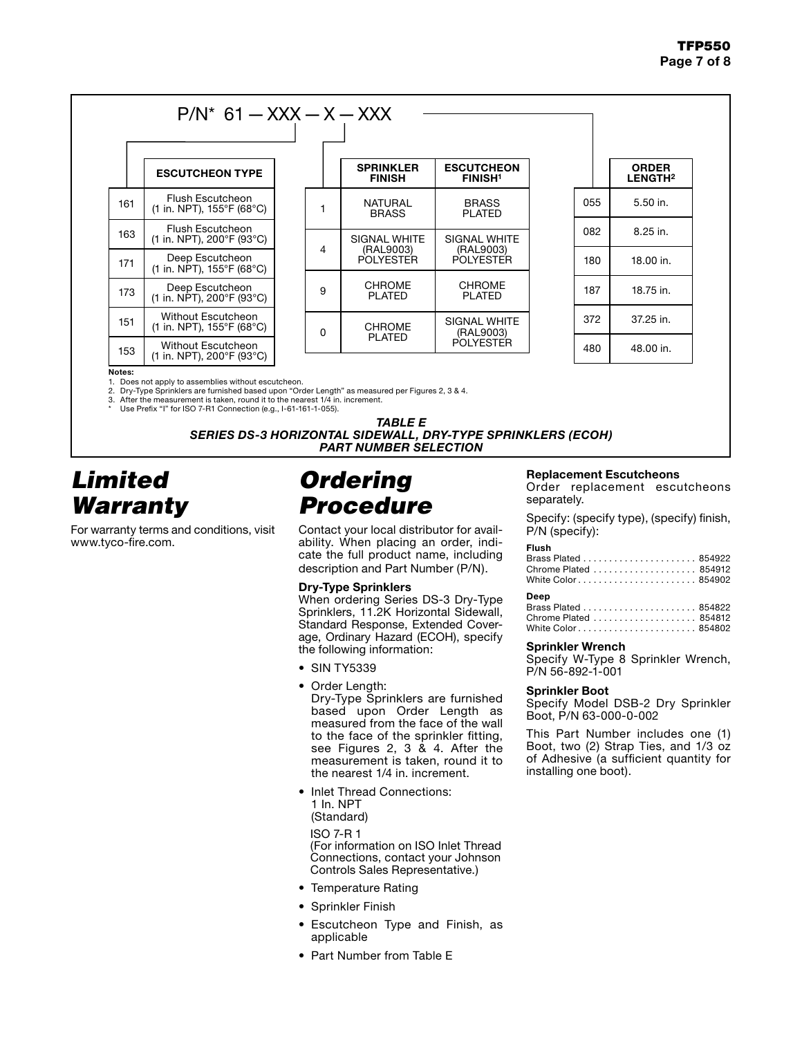P/N* 61 — XXX — X — XXX

| | ESCUTCHEON TYPE |
|---|---|
| 161 | Flush Escutcheon (1 in. NPT), 155°F (68°C) |
| 163 | Flush Escutcheon (1 in. NPT), 200°F (93°C) |
| 171 | Deep Escutcheon (1 in. NPT), 155°F (68°C) |
| 173 | Deep Escutcheon (1 in. NPT), 200°F (93°C) |
| 151 | Without Escutcheon (1 in. NPT), 155°F (68°C) |
| 153 | Without Escutcheon (1 in. NPT), 200°F (93°C) |

| | SPRINKLER FINISH | ESCUTCHEON FINISH[1] |
|---|---|---|
| 1 | NATURAL BRASS | BRASS PLATED |
| 4 | SIGNAL WHITE (RAL9003) POLYESTER | SIGNAL WHITE (RAL9003) POLYESTER |
| 9 | CHROME PLATED | CHROME PLATED |
| 0 | CHROME PLATED | SIGNAL WHITE (RAL9003) POLYESTER |

| | ORDER LENGTH[2] |
|---|---|
| 055 | 5.50 in. |
| 082 | 8.25 in. |
| 180 | 18.00 in. |
| 187 | 18.75 in. |
| 372 | 37.25 in. |
| 480 | 48.00 in. |

**Notes:**
1. Does not apply to assemblies without escutcheon.
2. Dry-Type Sprinklers are furnished based upon "Order Length" as measured per Figures 2, 3 & 4.
3. After the measurement is taken, round it to the nearest 1/4 in. increment.
* Use Prefix "I" for ISO 7-R1 Connection (e.g., I-61-161-1-055).

***TABLE E***
***SERIES DS-3 HORIZONTAL SIDEWALL, DRY-TYPE SPRINKLERS (ECOH)***
***PART NUMBER SELECTION***

# *Limited Warranty*

For warranty terms and conditions, visit www.tyco-fire.com.

# *Ordering Procedure*

Contact your local distributor for availability. When placing an order, indicate the full product name, including description and Part Number (P/N).

**Dry-Type Sprinklers**
When ordering Series DS-3 Dry-Type Sprinklers, 11.2K Horizontal Sidewall, Standard Response, Extended Coverage, Ordinary Hazard (ECOH), specify the following information:

- SIN TY5339
- Order Length:
  Dry-Type Sprinklers are furnished based upon Order Length as measured from the face of the wall to the face of the sprinkler fitting, see Figures 2, 3 & 4. After the measurement is taken, round it to the nearest 1/4 in. increment.
- Inlet Thread Connections:
  1 In. NPT
  (Standard)

  ISO 7-R 1
  (For information on ISO Inlet Thread Connections, contact your Johnson Controls Sales Representative.)
- Temperature Rating
- Sprinkler Finish
- Escutcheon Type and Finish, as applicable
- Part Number from Table E

**Replacement Escutcheons**
Order replacement escutcheons separately.

Specify: (specify type), (specify) finish, P/N (specify):

**Flush**
Brass Plated . . . . . . . . . . . . . . . . . . . . . . 854922
Chrome Plated . . . . . . . . . . . . . . . . . . . . 854912
White Color . . . . . . . . . . . . . . . . . . . . . . . 854902

**Deep**
Brass Plated . . . . . . . . . . . . . . . . . . . . . . 854822
Chrome Plated . . . . . . . . . . . . . . . . . . . . 854812
White Color . . . . . . . . . . . . . . . . . . . . . . . 854802

**Sprinkler Wrench**
Specify W-Type 8 Sprinkler Wrench, P/N 56-892-1-001

**Sprinkler Boot**
Specify Model DSB-2 Dry Sprinkler Boot, P/N 63-000-0-002

This Part Number includes one (1) Boot, two (2) Strap Ties, and 1/3 oz of Adhesive (a sufficient quantity for installing one boot).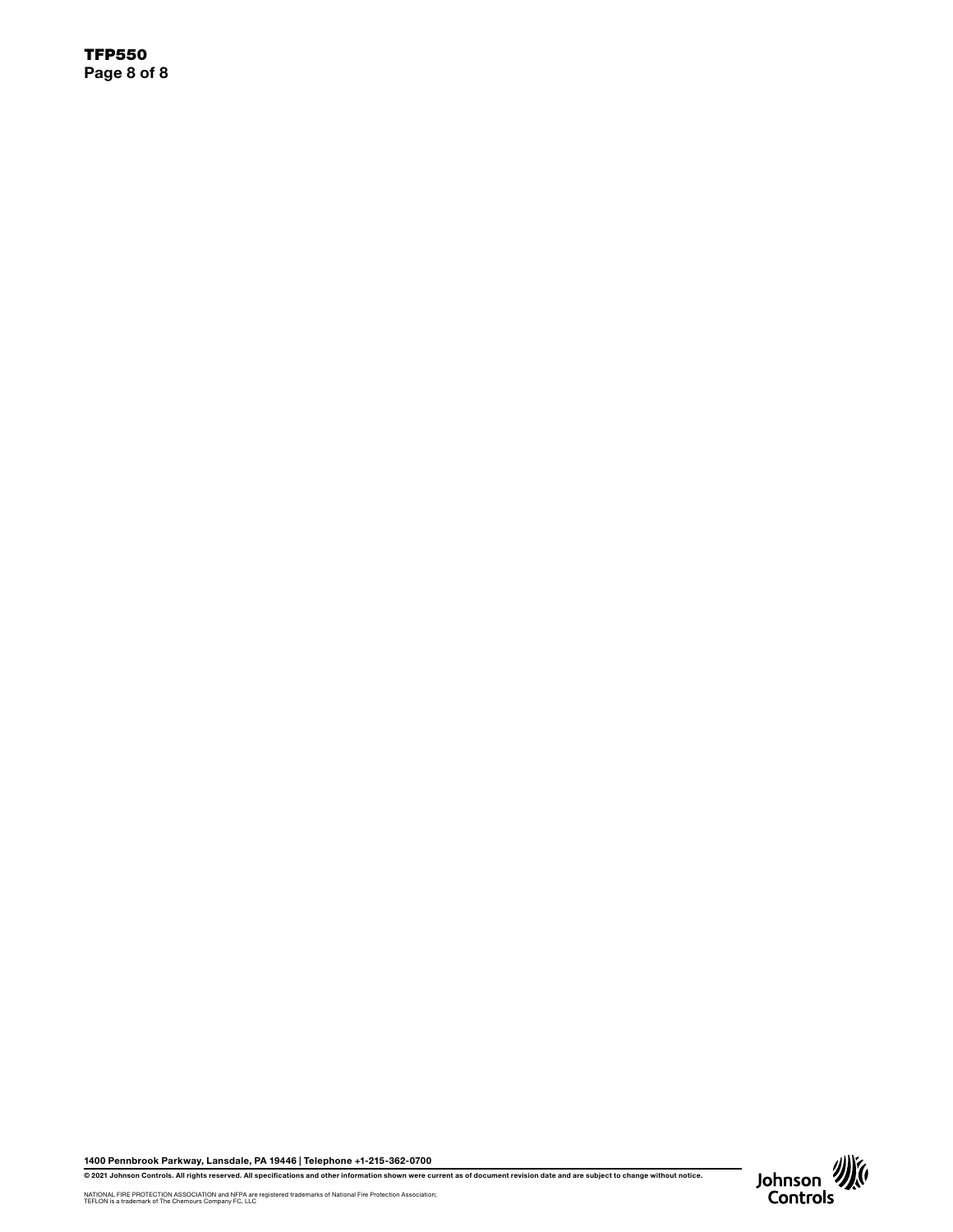1400 Pennbrook Parkway, Lansdale, PA 19446 | Telephone +1-215-362-0700

© 2021 Johnson Controls. All rights reserved. All specifications and other information shown were current as of document revision date and are subject to change without notice.

NATIONAL FIRE PROTECTION ASSOCIATION and NFPA are registered trademarks of National Fire Protection Association;
TEFLON is a trademark of The Chemours Company FC, LLC